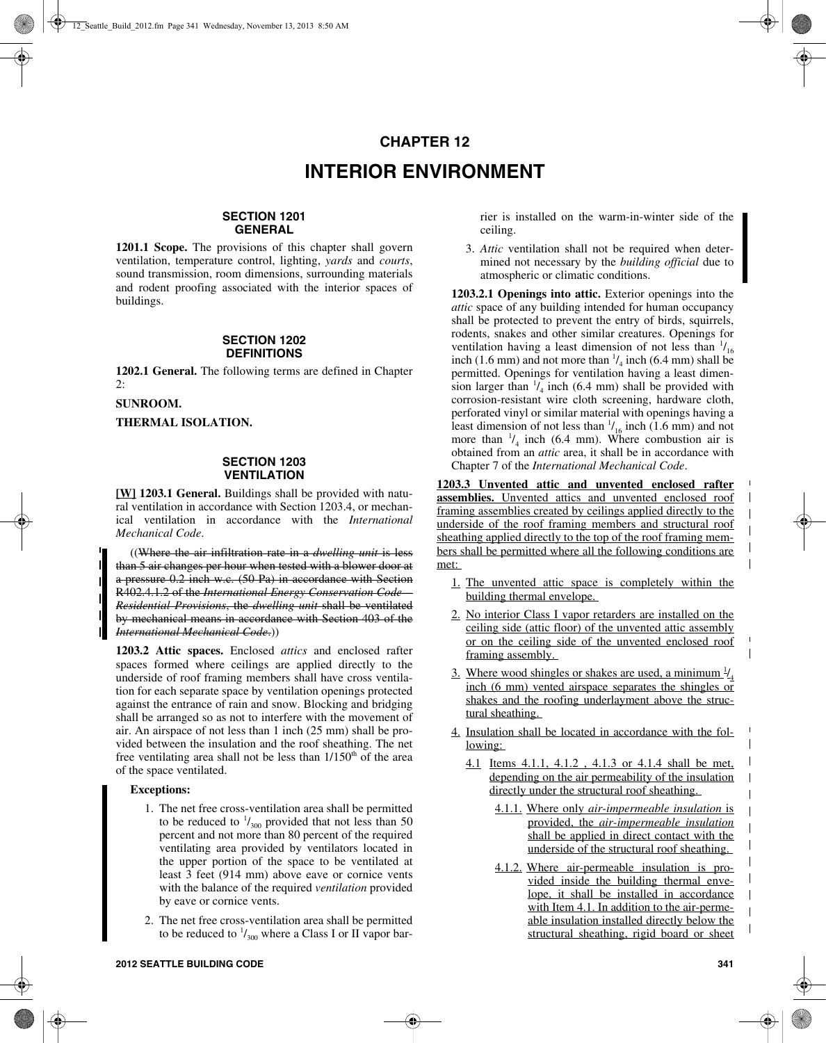# CHAPTER 12

# INTERIOR ENVIRONMENT

## SECTION 1201 GENERAL

**1201.1 Scope.** The provisions of this chapter shall govern ventilation, temperature control, lighting, *yards* and *courts*, sound transmission, room dimensions, surrounding materials and rodent proofing associated with the interior spaces of buildings.

## SECTION 1202 DEFINITIONS

**1202.1 General.** The following terms are defined in Chapter 2:

**SUNROOM.**

**THERMAL ISOLATION.**

## SECTION 1203 VENTILATION

**[W] 1203.1 General.** Buildings shall be provided with natural ventilation in accordance with Section 1203.4, or mechanical ventilation in accordance with the *International Mechanical Code*.

((~~Where the air infiltration rate in a *dwelling unit* is less than 5 air changes per hour when tested with a blower door at a pressure 0.2 inch w.c. (50 Pa) in accordance with Section R402.4.1.2 of the *International Energy Conservation Code—Residential Provisions*, the *dwelling unit* shall be ventilated by mechanical means in accordance with Section 403 of the *International Mechanical Code*.~~))

**1203.2 Attic spaces.** Enclosed *attics* and enclosed rafter spaces formed where ceilings are applied directly to the underside of roof framing members shall have cross ventilation for each separate space by ventilation openings protected against the entrance of rain and snow. Blocking and bridging shall be arranged so as not to interfere with the movement of air. An airspace of not less than 1 inch (25 mm) shall be provided between the insulation and the roof sheathing. The net free ventilating area shall not be less than 1/150th of the area of the space ventilated.

**Exceptions:**

1. The net free cross-ventilation area shall be permitted to be reduced to $^1/_{300}$ provided that not less than 50 percent and not more than 80 percent of the required ventilating area provided by ventilators located in the upper portion of the space to be ventilated at least 3 feet (914 mm) above eave or cornice vents with the balance of the required *ventilation* provided by eave or cornice vents.
2. The net free cross-ventilation area shall be permitted to be reduced to $^1/_{300}$ where a Class I or II vapor barrier is installed on the warm-in-winter side of the ceiling.
3. *Attic* ventilation shall not be required when determined not necessary by the *building official* due to atmospheric or climatic conditions.

**1203.2.1 Openings into attic.** Exterior openings into the *attic* space of any building intended for human occupancy shall be protected to prevent the entry of birds, squirrels, rodents, snakes and other similar creatures. Openings for ventilation having a least dimension of not less than $^1/_{16}$ inch (1.6 mm) and not more than $^1/_4$ inch (6.4 mm) shall be permitted. Openings for ventilation having a least dimension larger than $^1/_4$ inch (6.4 mm) shall be provided with corrosion-resistant wire cloth screening, hardware cloth, perforated vinyl or similar material with openings having a least dimension of not less than $^1/_{16}$ inch (1.6 mm) and not more than $^1/_4$ inch (6.4 mm). Where combustion air is obtained from an *attic* area, it shall be in accordance with Chapter 7 of the *International Mechanical Code*.

**<u>1203.3 Unvented attic and unvented enclosed rafter assemblies.</u>** <u>Unvented attics and unvented enclosed roof framing assemblies created by ceilings applied directly to the underside of the roof framing members and structural roof sheathing applied directly to the top of the roof framing members shall be permitted where all the following conditions are met:</u>

1. <u>The unvented attic space is completely within the building thermal envelope.</u>
2. <u>No interior Class I vapor retarders are installed on the ceiling side (attic floor) of the unvented attic assembly or on the ceiling side of the unvented enclosed roof framing assembly.</u>
3. <u>Where wood shingles or shakes are used, a minimum $^1/_4$ inch (6 mm) vented airspace separates the shingles or shakes and the roofing underlayment above the structural sheathing.</u>
4. <u>Insulation shall be located in accordance with the following:</u>

   4.1 <u>Items 4.1.1, 4.1.2 , 4.1.3 or 4.1.4 shall be met, depending on the air permeability of the insulation directly under the structural roof sheathing.</u>

   4.1.1. <u>Where only *air-impermeable insulation* is provided, the *air-impermeable insulation* shall be applied in direct contact with the underside of the structural roof sheathing.</u>

   4.1.2. <u>Where air-permeable insulation is provided inside the building thermal envelope, it shall be installed in accordance with Item 4.1. In addition to the air-permeable insulation installed directly below the structural sheathing, rigid board or sheet</u>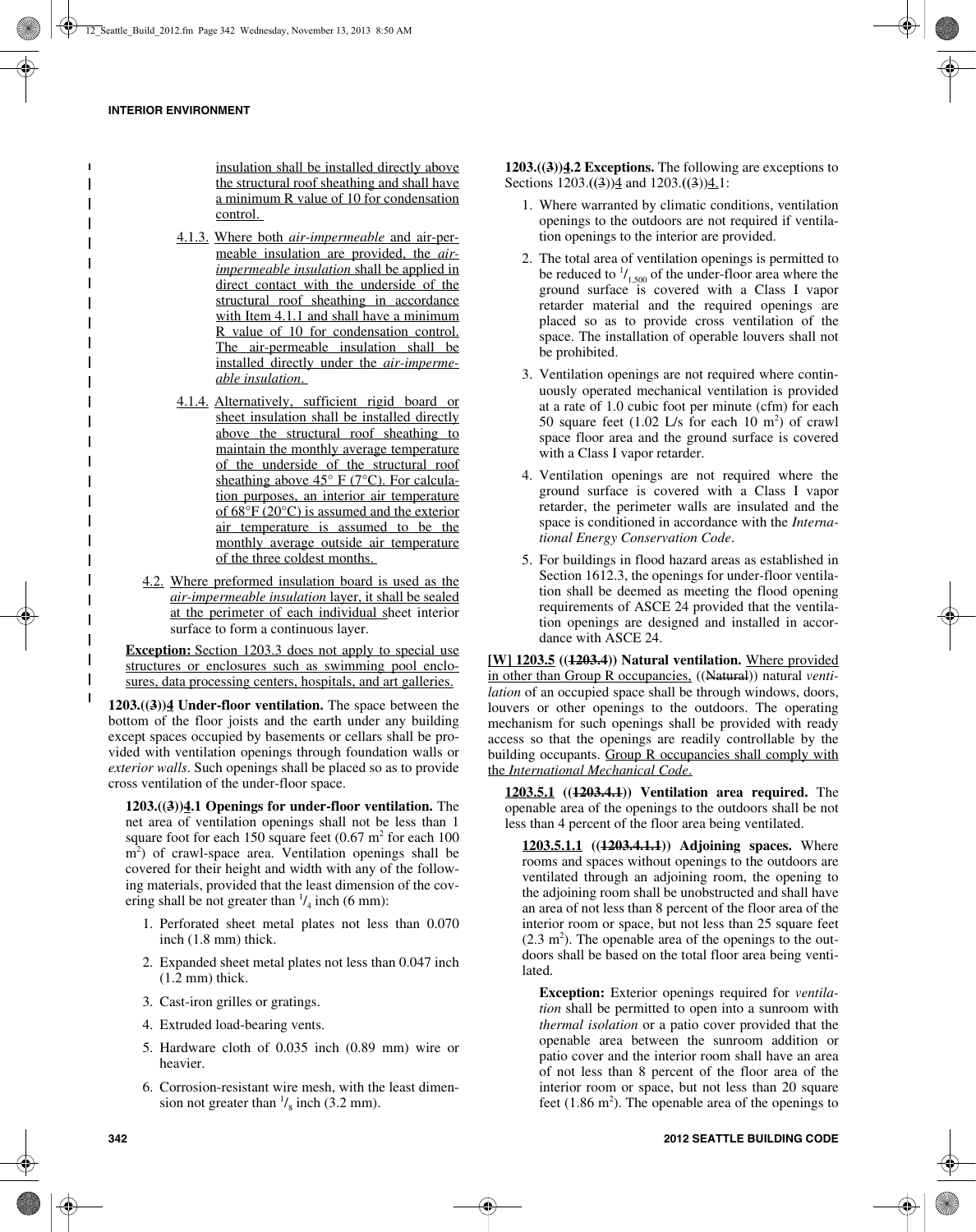insulation shall be installed directly above the structural roof sheathing and shall have a minimum R value of 10 for condensation control.

4.1.3. Where both *air-impermeable* and air-permeable insulation are provided, the *air-impermeable insulation* shall be applied in direct contact with the underside of the structural roof sheathing in accordance with Item 4.1.1 and shall have a minimum R value of 10 for condensation control. The air-permeable insulation shall be installed directly under the *air-impermeable insulation*.

4.1.4. Alternatively, sufficient rigid board or sheet insulation shall be installed directly above the structural roof sheathing to maintain the monthly average temperature of the underside of the structural roof sheathing above 45° F (7°C). For calculation purposes, an interior air temperature of 68°F (20°C) is assumed and the exterior air temperature is assumed to be the monthly average outside air temperature of the three coldest months.

4.2. Where preformed insulation board is used as the *air-impermeable insulation* layer, it shall be sealed at the perimeter of each individual sheet interior surface to form a continuous layer.

**Exception:** Section 1203.3 does not apply to special use structures or enclosures such as swimming pool enclosures, data processing centers, hospitals, and art galleries.

**1203.((3))4 Under-floor ventilation.** The space between the bottom of the floor joists and the earth under any building except spaces occupied by basements or cellars shall be provided with ventilation openings through foundation walls or *exterior walls*. Such openings shall be placed so as to provide cross ventilation of the under-floor space.

**1203.((3))4.1 Openings for under-floor ventilation.** The net area of ventilation openings shall not be less than 1 square foot for each 150 square feet (0.67 $m^2$ for each 100 $m^2$) of crawl-space area. Ventilation openings shall be covered for their height and width with any of the following materials, provided that the least dimension of the covering shall be not greater than $^1/_4$ inch (6 mm):

1. Perforated sheet metal plates not less than 0.070 inch (1.8 mm) thick.
2. Expanded sheet metal plates not less than 0.047 inch (1.2 mm) thick.
3. Cast-iron grilles or gratings.
4. Extruded load-bearing vents.
5. Hardware cloth of 0.035 inch (0.89 mm) wire or heavier.
6. Corrosion-resistant wire mesh, with the least dimension not greater than $^1/_8$ inch (3.2 mm).

**1203.((3))4.2 Exceptions.** The following are exceptions to Sections 1203.((3))4 and 1203.((3))4.1:

1. Where warranted by climatic conditions, ventilation openings to the outdoors are not required if ventilation openings to the interior are provided.
2. The total area of ventilation openings is permitted to be reduced to $^1/_{1,500}$ of the under-floor area where the ground surface is covered with a Class I vapor retarder material and the required openings are placed so as to provide cross ventilation of the space. The installation of operable louvers shall not be prohibited.
3. Ventilation openings are not required where continuously operated mechanical ventilation is provided at a rate of 1.0 cubic foot per minute (cfm) for each 50 square feet (1.02 L/s for each 10 $m^2$) of crawl space floor area and the ground surface is covered with a Class I vapor retarder.
4. Ventilation openings are not required where the ground surface is covered with a Class I vapor retarder, the perimeter walls are insulated and the space is conditioned in accordance with the *International Energy Conservation Code*.
5. For buildings in flood hazard areas as established in Section 1612.3, the openings for under-floor ventilation shall be deemed as meeting the flood opening requirements of ASCE 24 provided that the ventilation openings are designed and installed in accordance with ASCE 24.

**[W] 1203.5 ((1203.4)) Natural ventilation.** Where provided in other than Group R occupancies, ((Natural)) natural *ventilation* of an occupied space shall be through windows, doors, louvers or other openings to the outdoors. The operating mechanism for such openings shall be provided with ready access so that the openings are readily controllable by the building occupants. Group R occupancies shall comply with the *International Mechanical Code*.

**1203.5.1 ((1203.4.1)) Ventilation area required.** The openable area of the openings to the outdoors shall be not less than 4 percent of the floor area being ventilated.

**1203.5.1.1 ((1203.4.1.1)) Adjoining spaces.** Where rooms and spaces without openings to the outdoors are ventilated through an adjoining room, the opening to the adjoining room shall be unobstructed and shall have an area of not less than 8 percent of the floor area of the interior room or space, but not less than 25 square feet (2.3 $m^2$). The openable area of the openings to the outdoors shall be based on the total floor area being ventilated.

**Exception:** Exterior openings required for *ventilation* shall be permitted to open into a sunroom with *thermal isolation* or a patio cover provided that the openable area between the sunroom addition or patio cover and the interior room shall have an area of not less than 8 percent of the floor area of the interior room or space, but not less than 20 square feet (1.86 $m^2$). The openable area of the openings to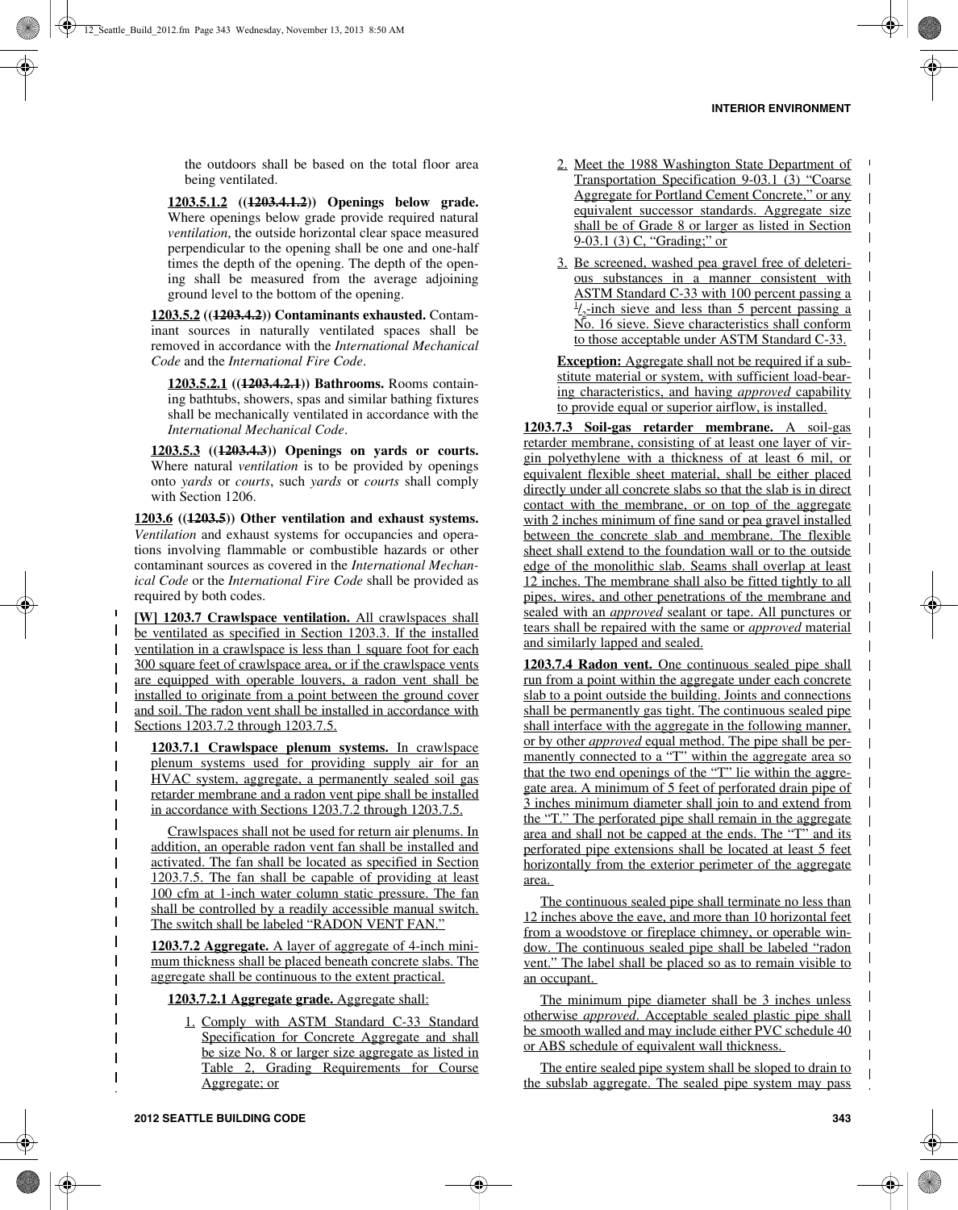the outdoors shall be based on the total floor area being ventilated.

**1203.5.1.2 ((~~1203.4.1.2~~)) Openings below grade.** Where openings below grade provide required natural *ventilation*, the outside horizontal clear space measured perpendicular to the opening shall be one and one-half times the depth of the opening. The depth of the opening shall be measured from the average adjoining ground level to the bottom of the opening.

**1203.5.2 ((~~1203.4.2~~)) Contaminants exhausted.** Contaminant sources in naturally ventilated spaces shall be removed in accordance with the *International Mechanical Code* and the *International Fire Code*.

**1203.5.2.1 ((~~1203.4.2.1~~)) Bathrooms.** Rooms containing bathtubs, showers, spas and similar bathing fixtures shall be mechanically ventilated in accordance with the *International Mechanical Code*.

**1203.5.3 ((~~1203.4.3~~)) Openings on yards or courts.** Where natural *ventilation* is to be provided by openings onto *yards* or *courts*, such *yards* or *courts* shall comply with Section 1206.

**1203.6 ((~~1203.5~~)) Other ventilation and exhaust systems.** *Ventilation* and exhaust systems for occupancies and operations involving flammable or combustible hazards or other contaminant sources as covered in the *International Mechanical Code* or the *International Fire Code* shall be provided as required by both codes.

**[W] 1203.7 Crawlspace ventilation.** All crawlspaces shall be ventilated as specified in Section 1203.3. If the installed ventilation in a crawlspace is less than 1 square foot for each 300 square feet of crawlspace area, or if the crawlspace vents are equipped with operable louvers, a radon vent shall be installed to originate from a point between the ground cover and soil. The radon vent shall be installed in accordance with Sections 1203.7.2 through 1203.7.5.

**1203.7.1 Crawlspace plenum systems.** In crawlspace plenum systems used for providing supply air for an HVAC system, aggregate, a permanently sealed soil gas retarder membrane and a radon vent pipe shall be installed in accordance with Sections 1203.7.2 through 1203.7.5.

Crawlspaces shall not be used for return air plenums. In addition, an operable radon vent fan shall be installed and activated. The fan shall be located as specified in Section 1203.7.5. The fan shall be capable of providing at least 100 cfm at 1-inch water column static pressure. The fan shall be controlled by a readily accessible manual switch. The switch shall be labeled "RADON VENT FAN."

**1203.7.2 Aggregate.** A layer of aggregate of 4-inch minimum thickness shall be placed beneath concrete slabs. The aggregate shall be continuous to the extent practical.

**1203.7.2.1 Aggregate grade.** Aggregate shall:

1. Comply with ASTM Standard C-33 Standard Specification for Concrete Aggregate and shall be size No. 8 or larger size aggregate as listed in Table 2, Grading Requirements for Course Aggregate; or
2. Meet the 1988 Washington State Department of Transportation Specification 9-03.1 (3) "Coarse Aggregate for Portland Cement Concrete," or any equivalent successor standards. Aggregate size shall be of Grade 8 or larger as listed in Section 9-03.1 (3) C, "Grading;" or
3. Be screened, washed pea gravel free of deleterious substances in a manner consistent with ASTM Standard C-33 with 100 percent passing a $^1/_2$-inch sieve and less than 5 percent passing a No. 16 sieve. Sieve characteristics shall conform to those acceptable under ASTM Standard C-33.

**Exception:** Aggregate shall not be required if a substitute material or system, with sufficient load-bearing characteristics, and having *approved* capability to provide equal or superior airflow, is installed.

**1203.7.3 Soil-gas retarder membrane.** A soil-gas retarder membrane, consisting of at least one layer of virgin polyethylene with a thickness of at least 6 mil, or equivalent flexible sheet material, shall be either placed directly under all concrete slabs so that the slab is in direct contact with the membrane, or on top of the aggregate with 2 inches minimum of fine sand or pea gravel installed between the concrete slab and membrane. The flexible sheet shall extend to the foundation wall or to the outside edge of the monolithic slab. Seams shall overlap at least 12 inches. The membrane shall also be fitted tightly to all pipes, wires, and other penetrations of the membrane and sealed with an *approved* sealant or tape. All punctures or tears shall be repaired with the same or *approved* material and similarly lapped and sealed.

**1203.7.4 Radon vent.** One continuous sealed pipe shall run from a point within the aggregate under each concrete slab to a point outside the building. Joints and connections shall be permanently gas tight. The continuous sealed pipe shall interface with the aggregate in the following manner, or by other *approved* equal method. The pipe shall be permanently connected to a "T" within the aggregate area so that the two end openings of the "T" lie within the aggregate area. A minimum of 5 feet of perforated drain pipe of 3 inches minimum diameter shall join to and extend from the "T." The perforated pipe shall remain in the aggregate area and shall not be capped at the ends. The "T" and its perforated pipe extensions shall be located at least 5 feet horizontally from the exterior perimeter of the aggregate area.

The continuous sealed pipe shall terminate no less than 12 inches above the eave, and more than 10 horizontal feet from a woodstove or fireplace chimney, or operable window. The continuous sealed pipe shall be labeled "radon vent." The label shall be placed so as to remain visible to an occupant.

The minimum pipe diameter shall be 3 inches unless otherwise *approved*. Acceptable sealed plastic pipe shall be smooth walled and may include either PVC schedule 40 or ABS schedule of equivalent wall thickness.

The entire sealed pipe system shall be sloped to drain to the subslab aggregate. The sealed pipe system may pass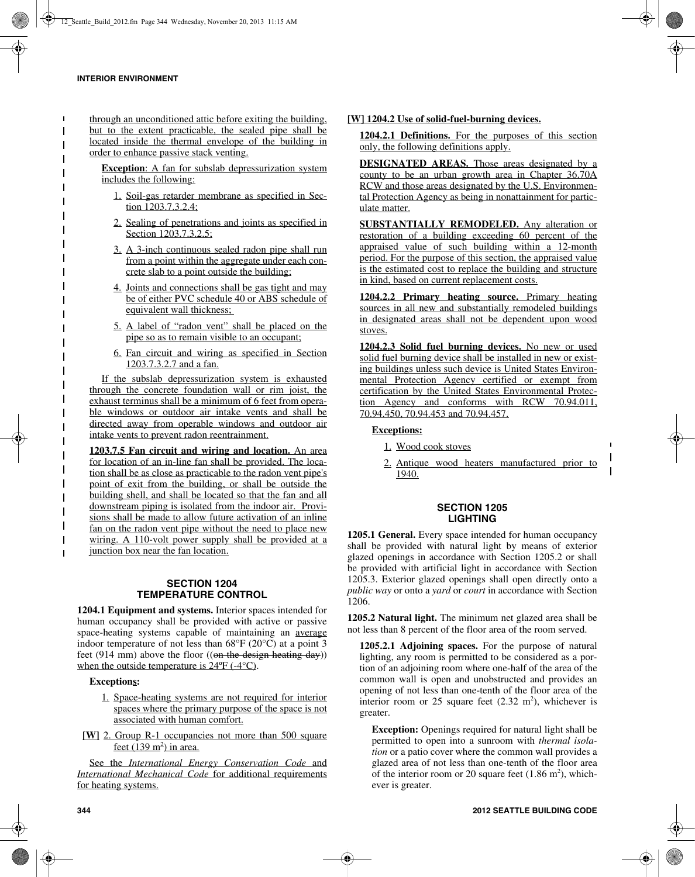through an unconditioned attic before exiting the building, but to the extent practicable, the sealed pipe shall be located inside the thermal envelope of the building in order to enhance passive stack venting.

**Exception**: A fan for subslab depressurization system includes the following:

1. Soil-gas retarder membrane as specified in Section 1203.7.3.2.4;
2. Sealing of penetrations and joints as specified in Section 1203.7.3.2.5;
3. A 3-inch continuous sealed radon pipe shall run from a point within the aggregate under each concrete slab to a point outside the building;
4. Joints and connections shall be gas tight and may be of either PVC schedule 40 or ABS schedule of equivalent wall thickness;
5. A label of "radon vent" shall be placed on the pipe so as to remain visible to an occupant;
6. Fan circuit and wiring as specified in Section 1203.7.3.2.7 and a fan.

If the subslab depressurization system is exhausted through the concrete foundation wall or rim joist, the exhaust terminus shall be a minimum of 6 feet from operable windows or outdoor air intake vents and shall be directed away from operable windows and outdoor air intake vents to prevent radon reentrainment.

**1203.7.5 Fan circuit and wiring and location.** An area for location of an in-line fan shall be provided. The location shall be as close as practicable to the radon vent pipe's point of exit from the building, or shall be outside the building shell, and shall be located so that the fan and all downstream piping is isolated from the indoor air. Provisions shall be made to allow future activation of an inline fan on the radon vent pipe without the need to place new wiring. A 110-volt power supply shall be provided at a junction box near the fan location.

## SECTION 1204 TEMPERATURE CONTROL

**1204.1 Equipment and systems.** Interior spaces intended for human occupancy shall be provided with active or passive space-heating systems capable of maintaining an average indoor temperature of not less than 68°F (20°C) at a point 3 feet (914 mm) above the floor ((~~on the design heating day~~)) when the outside temperature is 24ºF (-4°C).

**Exceptions:**

1. Space-heating systems are not required for interior spaces where the primary purpose of the space is not associated with human comfort.
2. **[W]** Group R-1 occupancies not more than 500 square feet (139 m$^2$) in area.

See the *International Energy Conservation Code* and *International Mechanical Code* for additional requirements for heating systems.

**[W] 1204.2 Use of solid-fuel-burning devices.**

**1204.2.1 Definitions.** For the purposes of this section only, the following definitions apply.

**DESIGNATED AREAS.** Those areas designated by a county to be an urban growth area in Chapter 36.70A RCW and those areas designated by the U.S. Environmental Protection Agency as being in nonattainment for particulate matter.

**SUBSTANTIALLY REMODELED.** Any alteration or restoration of a building exceeding 60 percent of the appraised value of such building within a 12-month period. For the purpose of this section, the appraised value is the estimated cost to replace the building and structure in kind, based on current replacement costs.

**1204.2.2 Primary heating source.** Primary heating sources in all new and substantially remodeled buildings in designated areas shall not be dependent upon wood stoves.

**1204.2.3 Solid fuel burning devices.** No new or used solid fuel burning device shall be installed in new or existing buildings unless such device is United States Environmental Protection Agency certified or exempt from certification by the United States Environmental Protection Agency and conforms with RCW 70.94.011, 70.94.450, 70.94.453 and 70.94.457.

**Exceptions:**

1. Wood cook stoves
2. Antique wood heaters manufactured prior to 1940.

## SECTION 1205 LIGHTING

**1205.1 General.** Every space intended for human occupancy shall be provided with natural light by means of exterior glazed openings in accordance with Section 1205.2 or shall be provided with artificial light in accordance with Section 1205.3. Exterior glazed openings shall open directly onto a *public way* or onto a *yard* or *court* in accordance with Section 1206.

**1205.2 Natural light.** The minimum net glazed area shall be not less than 8 percent of the floor area of the room served.

**1205.2.1 Adjoining spaces.** For the purpose of natural lighting, any room is permitted to be considered as a portion of an adjoining room where one-half of the area of the common wall is open and unobstructed and provides an opening of not less than one-tenth of the floor area of the interior room or 25 square feet (2.32 m$^2$), whichever is greater.

**Exception:** Openings required for natural light shall be permitted to open into a sunroom with *thermal isolation* or a patio cover where the common wall provides a glazed area of not less than one-tenth of the floor area of the interior room or 20 square feet (1.86 m$^2$), whichever is greater.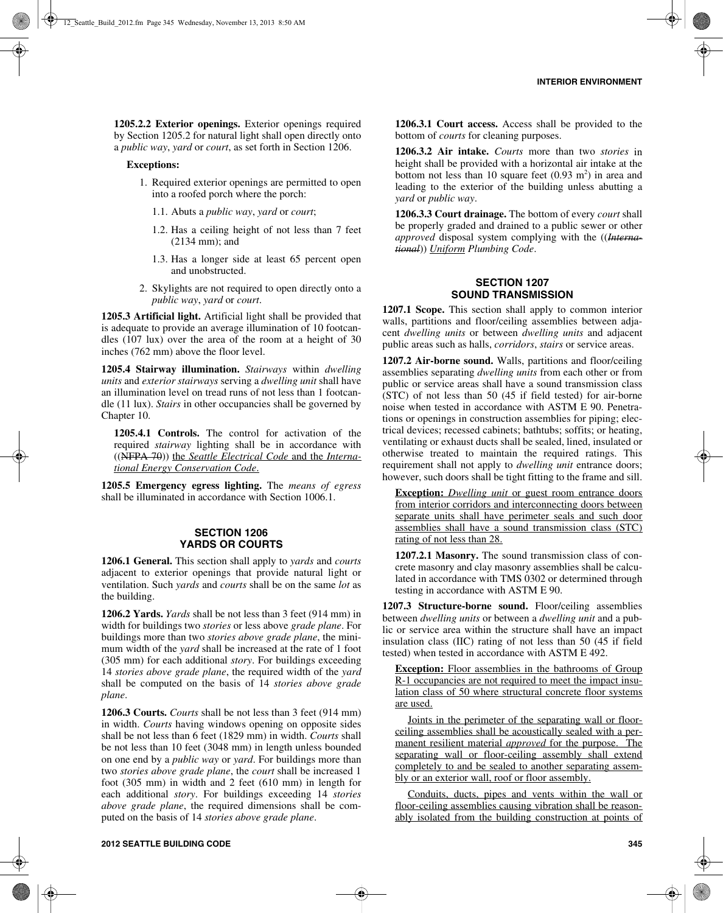**1205.2.2 Exterior openings.** Exterior openings required by Section 1205.2 for natural light shall open directly onto a *public way*, *yard* or *court*, as set forth in Section 1206.

**Exceptions:**

1. Required exterior openings are permitted to open into a roofed porch where the porch:
   1.1. Abuts a *public way*, *yard* or *court*;
   1.2. Has a ceiling height of not less than 7 feet (2134 mm); and
   1.3. Has a longer side at least 65 percent open and unobstructed.
2. Skylights are not required to open directly onto a *public way*, *yard* or *court*.

**1205.3 Artificial light.** Artificial light shall be provided that is adequate to provide an average illumination of 10 footcandles (107 lux) over the area of the room at a height of 30 inches (762 mm) above the floor level.

**1205.4 Stairway illumination.** *Stairways* within *dwelling units* and *exterior stairways* serving a *dwelling unit* shall have an illumination level on tread runs of not less than 1 footcandle (11 lux). *Stairs* in other occupancies shall be governed by Chapter 10.

**1205.4.1 Controls.** The control for activation of the required *stairway* lighting shall be in accordance with ((~~NFPA 70~~)) the *Seattle Electrical Code* and the *International Energy Conservation Code*.

**1205.5 Emergency egress lighting.** The *means of egress* shall be illuminated in accordance with Section 1006.1.

## SECTION 1206
## YARDS OR COURTS

**1206.1 General.** This section shall apply to *yards* and *courts* adjacent to exterior openings that provide natural light or ventilation. Such *yards* and *courts* shall be on the same *lot* as the building.

**1206.2 Yards.** *Yards* shall be not less than 3 feet (914 mm) in width for buildings two *stories* or less above *grade plane*. For buildings more than two *stories above grade plane*, the minimum width of the *yard* shall be increased at the rate of 1 foot (305 mm) for each additional *story*. For buildings exceeding 14 *stories above grade plane*, the required width of the *yard* shall be computed on the basis of 14 *stories above grade plane*.

**1206.3 Courts.** *Courts* shall be not less than 3 feet (914 mm) in width. *Courts* having windows opening on opposite sides shall be not less than 6 feet (1829 mm) in width. *Courts* shall be not less than 10 feet (3048 mm) in length unless bounded on one end by a *public way* or *yard*. For buildings more than two *stories above grade plane*, the *court* shall be increased 1 foot (305 mm) in width and 2 feet (610 mm) in length for each additional *story*. For buildings exceeding 14 *stories above grade plane*, the required dimensions shall be computed on the basis of 14 *stories above grade plane*.

**1206.3.1 Court access.** Access shall be provided to the bottom of *courts* for cleaning purposes.

**1206.3.2 Air intake.** *Courts* more than two *stories* in height shall be provided with a horizontal air intake at the bottom not less than 10 square feet (0.93 $m^2$) in area and leading to the exterior of the building unless abutting a *yard* or *public way*.

**1206.3.3 Court drainage.** The bottom of every *court* shall be properly graded and drained to a public sewer or other *approved* disposal system complying with the ((~~*International*~~)) *Uniform Plumbing Code*.

## SECTION 1207
## SOUND TRANSMISSION

**1207.1 Scope.** This section shall apply to common interior walls, partitions and floor/ceiling assemblies between adjacent *dwelling units* or between *dwelling units* and adjacent public areas such as halls, *corridors*, *stairs* or service areas.

**1207.2 Air-borne sound.** Walls, partitions and floor/ceiling assemblies separating *dwelling units* from each other or from public or service areas shall have a sound transmission class (STC) of not less than 50 (45 if field tested) for air-borne noise when tested in accordance with ASTM E 90. Penetrations or openings in construction assemblies for piping; electrical devices; recessed cabinets; bathtubs; soffits; or heating, ventilating or exhaust ducts shall be sealed, lined, insulated or otherwise treated to maintain the required ratings. This requirement shall not apply to *dwelling unit* entrance doors; however, such doors shall be tight fitting to the frame and sill.

**Exception:** *Dwelling unit* or guest room entrance doors from interior corridors and interconnecting doors between separate units shall have perimeter seals and such door assemblies shall have a sound transmission class (STC) rating of not less than 28.

**1207.2.1 Masonry.** The sound transmission class of concrete masonry and clay masonry assemblies shall be calculated in accordance with TMS 0302 or determined through testing in accordance with ASTM E 90.

**1207.3 Structure-borne sound.** Floor/ceiling assemblies between *dwelling units* or between a *dwelling unit* and a public or service area within the structure shall have an impact insulation class (IIC) rating of not less than 50 (45 if field tested) when tested in accordance with ASTM E 492.

**Exception:** Floor assemblies in the bathrooms of Group R-1 occupancies are not required to meet the impact insulation class of 50 where structural concrete floor systems are used.

Joints in the perimeter of the separating wall or floor-ceiling assemblies shall be acoustically sealed with a permanent resilient material *approved* for the purpose. The separating wall or floor-ceiling assembly shall extend completely to and be sealed to another separating assembly or an exterior wall, roof or floor assembly.

Conduits, ducts, pipes and vents within the wall or floor-ceiling assemblies causing vibration shall be reasonably isolated from the building construction at points of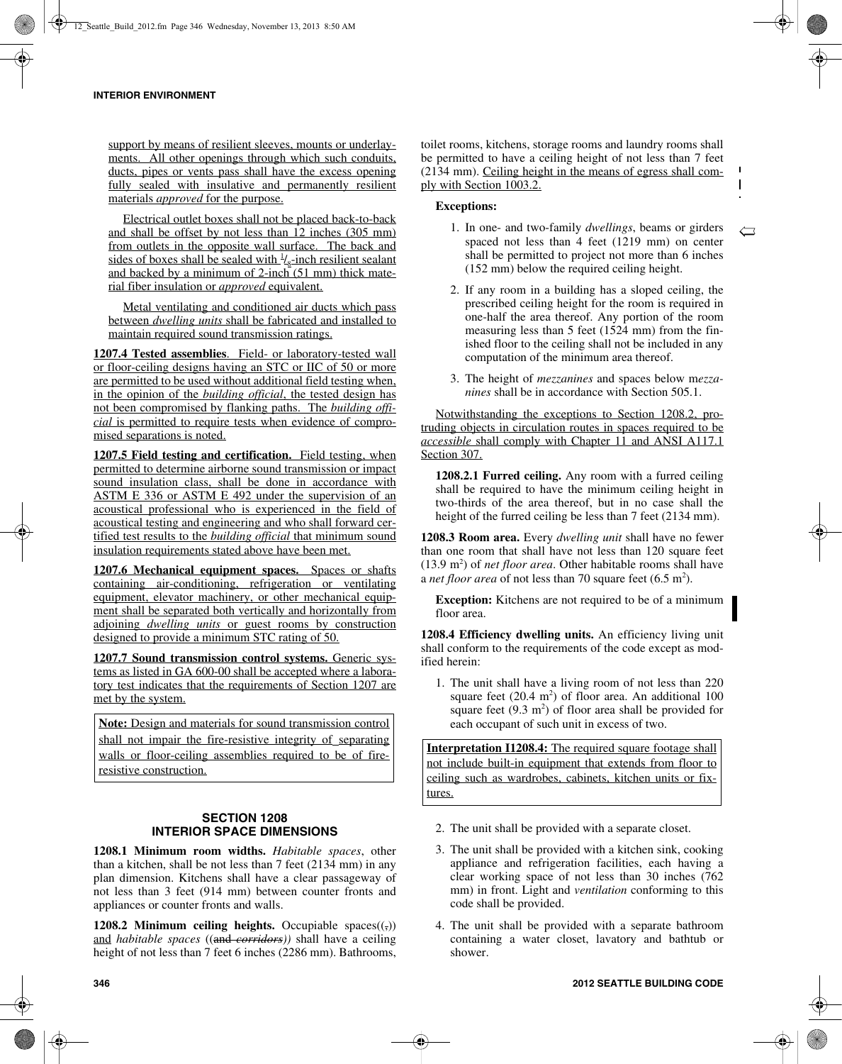support by means of resilient sleeves, mounts or underlayments. All other openings through which such conduits, ducts, pipes or vents pass shall have the excess opening fully sealed with insulative and permanently resilient materials *approved* for the purpose.

Electrical outlet boxes shall not be placed back-to-back and shall be offset by not less than 12 inches (305 mm) from outlets in the opposite wall surface. The back and sides of boxes shall be sealed with $^1/_8$-inch resilient sealant and backed by a minimum of 2-inch (51 mm) thick material fiber insulation or *approved* equivalent.

Metal ventilating and conditioned air ducts which pass between *dwelling units* shall be fabricated and installed to maintain required sound transmission ratings.

**1207.4 Tested assemblies**. Field- or laboratory-tested wall or floor-ceiling designs having an STC or IIC of 50 or more are permitted to be used without additional field testing when, in the opinion of the *building official*, the tested design has not been compromised by flanking paths. The *building official* is permitted to require tests when evidence of compromised separations is noted.

**1207.5 Field testing and certification.** Field testing, when permitted to determine airborne sound transmission or impact sound insulation class, shall be done in accordance with ASTM E 336 or ASTM E 492 under the supervision of an acoustical professional who is experienced in the field of acoustical testing and engineering and who shall forward certified test results to the *building official* that minimum sound insulation requirements stated above have been met.

**1207.6 Mechanical equipment spaces.** Spaces or shafts containing air-conditioning, refrigeration or ventilating equipment, elevator machinery, or other mechanical equipment shall be separated both vertically and horizontally from adjoining *dwelling units* or guest rooms by construction designed to provide a minimum STC rating of 50.

**1207.7 Sound transmission control systems.** Generic systems as listed in GA 600-00 shall be accepted where a laboratory test indicates that the requirements of Section 1207 are met by the system.

> **Note:** Design and materials for sound transmission control shall not impair the fire-resistive integrity of separating walls or floor-ceiling assemblies required to be of fire-resistive construction.

## SECTION 1208
## INTERIOR SPACE DIMENSIONS

**1208.1 Minimum room widths.** *Habitable spaces*, other than a kitchen, shall be not less than 7 feet (2134 mm) in any plan dimension. Kitchens shall have a clear passageway of not less than 3 feet (914 mm) between counter fronts and appliances or counter fronts and walls.

**1208.2 Minimum ceiling heights.** Occupiable spaces((,)) and *habitable spaces* ((~~and *corridors*~~)) shall have a ceiling height of not less than 7 feet 6 inches (2286 mm). Bathrooms, toilet rooms, kitchens, storage rooms and laundry rooms shall be permitted to have a ceiling height of not less than 7 feet (2134 mm). Ceiling height in the means of egress shall comply with Section 1003.2.

**Exceptions:**

1. In one- and two-family *dwellings*, beams or girders spaced not less than 4 feet (1219 mm) on center shall be permitted to project not more than 6 inches (152 mm) below the required ceiling height.
2. If any room in a building has a sloped ceiling, the prescribed ceiling height for the room is required in one-half the area thereof. Any portion of the room measuring less than 5 feet (1524 mm) from the finished floor to the ceiling shall not be included in any computation of the minimum area thereof.
3. The height of *mezzanines* and spaces below *mezzanines* shall be in accordance with Section 505.1.

Notwithstanding the exceptions to Section 1208.2, protruding objects in circulation routes in spaces required to be *accessible* shall comply with Chapter 11 and ANSI A117.1 Section 307.

**1208.2.1 Furred ceiling.** Any room with a furred ceiling shall be required to have the minimum ceiling height in two-thirds of the area thereof, but in no case shall the height of the furred ceiling be less than 7 feet (2134 mm).

**1208.3 Room area.** Every *dwelling unit* shall have no fewer than one room that shall have not less than 120 square feet (13.9 $m^2$) of *net floor area*. Other habitable rooms shall have a *net floor area* of not less than 70 square feet (6.5 $m^2$).

**Exception:** Kitchens are not required to be of a minimum floor area.

**1208.4 Efficiency dwelling units.** An efficiency living unit shall conform to the requirements of the code except as modified herein:

1. The unit shall have a living room of not less than 220 square feet (20.4 $m^2$) of floor area. An additional 100 square feet (9.3 $m^2$) of floor area shall be provided for each occupant of such unit in excess of two.

> **Interpretation I1208.4:** The required square footage shall not include built-in equipment that extends from floor to ceiling such as wardrobes, cabinets, kitchen units or fixtures.

2. The unit shall be provided with a separate closet.
3. The unit shall be provided with a kitchen sink, cooking appliance and refrigeration facilities, each having a clear working space of not less than 30 inches (762 mm) in front. Light and *ventilation* conforming to this code shall be provided.
4. The unit shall be provided with a separate bathroom containing a water closet, lavatory and bathtub or shower.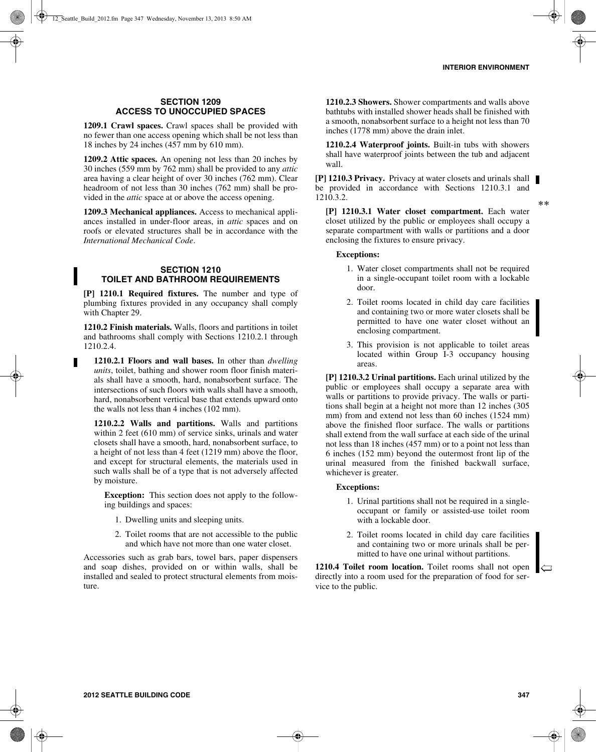## SECTION 1209 ACCESS TO UNOCCUPIED SPACES

**1209.1 Crawl spaces.** Crawl spaces shall be provided with no fewer than one access opening which shall be not less than 18 inches by 24 inches (457 mm by 610 mm).

**1209.2 Attic spaces.** An opening not less than 20 inches by 30 inches (559 mm by 762 mm) shall be provided to any *attic* area having a clear height of over 30 inches (762 mm). Clear headroom of not less than 30 inches (762 mm) shall be provided in the *attic* space at or above the access opening.

**1209.3 Mechanical appliances.** Access to mechanical appliances installed in under-floor areas, in *attic* spaces and on roofs or elevated structures shall be in accordance with the *International Mechanical Code*.

## SECTION 1210 TOILET AND BATHROOM REQUIREMENTS

**[P] 1210.1 Required fixtures.** The number and type of plumbing fixtures provided in any occupancy shall comply with Chapter 29.

**1210.2 Finish materials.** Walls, floors and partitions in toilet and bathrooms shall comply with Sections 1210.2.1 through 1210.2.4.

**1210.2.1 Floors and wall bases.** In other than *dwelling units*, toilet, bathing and shower room floor finish materials shall have a smooth, hard, nonabsorbent surface. The intersections of such floors with walls shall have a smooth, hard, nonabsorbent vertical base that extends upward onto the walls not less than 4 inches (102 mm).

**1210.2.2 Walls and partitions.** Walls and partitions within 2 feet (610 mm) of service sinks, urinals and water closets shall have a smooth, hard, nonabsorbent surface, to a height of not less than 4 feet (1219 mm) above the floor, and except for structural elements, the materials used in such walls shall be of a type that is not adversely affected by moisture.

**Exception:** This section does not apply to the following buildings and spaces:

1. Dwelling units and sleeping units.
2. Toilet rooms that are not accessible to the public and which have not more than one water closet.

Accessories such as grab bars, towel bars, paper dispensers and soap dishes, provided on or within walls, shall be installed and sealed to protect structural elements from moisture.

**1210.2.3 Showers.** Shower compartments and walls above bathtubs with installed shower heads shall be finished with a smooth, nonabsorbent surface to a height not less than 70 inches (1778 mm) above the drain inlet.

**1210.2.4 Waterproof joints.** Built-in tubs with showers shall have waterproof joints between the tub and adjacent wall.

**[P] 1210.3 Privacy.** Privacy at water closets and urinals shall be provided in accordance with Sections 1210.3.1 and 1210.3.2.

**[P] 1210.3.1 Water closet compartment.** Each water closet utilized by the public or employees shall occupy a separate compartment with walls or partitions and a door enclosing the fixtures to ensure privacy.

**Exceptions:**

1. Water closet compartments shall not be required in a single-occupant toilet room with a lockable door.
2. Toilet rooms located in child day care facilities and containing two or more water closets shall be permitted to have one water closet without an enclosing compartment.
3. This provision is not applicable to toilet areas located within Group I-3 occupancy housing areas.

**[P] 1210.3.2 Urinal partitions.** Each urinal utilized by the public or employees shall occupy a separate area with walls or partitions to provide privacy. The walls or partitions shall begin at a height not more than 12 inches (305 mm) from and extend not less than 60 inches (1524 mm) above the finished floor surface. The walls or partitions shall extend from the wall surface at each side of the urinal not less than 18 inches (457 mm) or to a point not less than 6 inches (152 mm) beyond the outermost front lip of the urinal measured from the finished backwall surface, whichever is greater.

**Exceptions:**

1. Urinal partitions shall not be required in a single-occupant or family or assisted-use toilet room with a lockable door.
2. Toilet rooms located in child day care facilities and containing two or more urinals shall be permitted to have one urinal without partitions.

**1210.4 Toilet room location.** Toilet rooms shall not open directly into a room used for the preparation of food for service to the public.